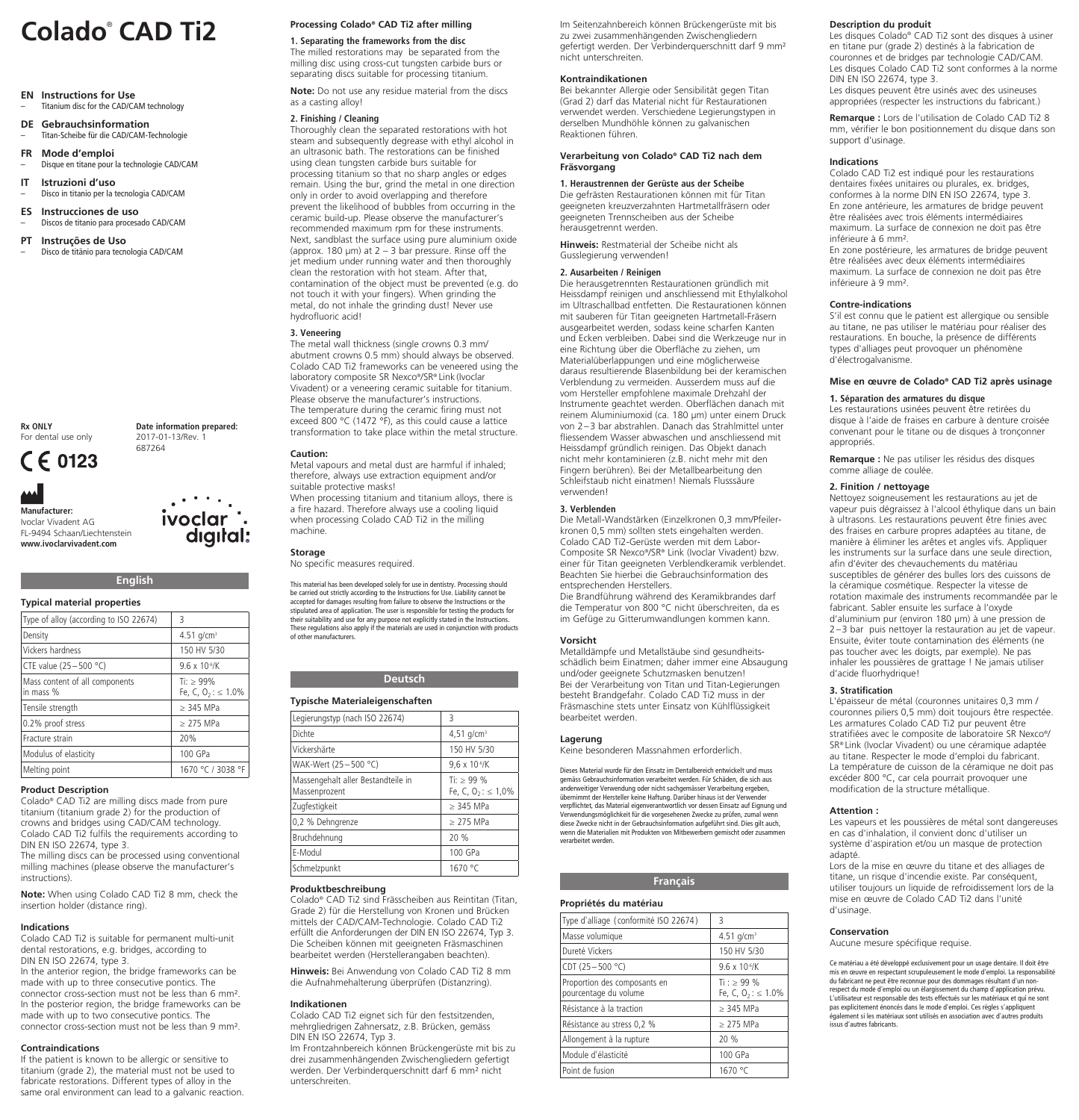# Colado® CAD Ti2

**EN Instructions for Use**
– Titanium disc for the CAD/CAM technology

**DE Gebrauchsinformation**
– Titan-Scheibe für die CAD/CAM-Technologie

**FR Mode d'emploi**
– Disque en titane pour la technologie CAD/CAM

**IT Istruzioni d'uso**
– Disco in titanio per la tecnologia CAD/CAM

**ES Instrucciones de uso**
– Discos de titanio para procesado CAD/CAM

**PT Instruções de Uso**
– Disco de titânio para tecnologia CAD/CAM

**Rx ONLY**
For dental use only

**Date information prepared:**
2017-01-13/Rev. 1
687264

CE 0123

**Manufacturer:**
Ivoclar Vivadent AG
FL-9494 Schaan/Liechtenstein
**www.ivoclarvivadent.com**

ivoclar digital

## English

### Typical material properties

| Type of alloy (according to ISO 22674) | 3 |
|---|---|
| Density | 4.51 g/cm³ |
| Vickers hardness | 150 HV 5/30 |
| CTE value (25 – 500 °C) | 9.6 x $10^{-6}$/K |
| Mass content of all components in mass % | Ti: ≥ 99%<br>Fe, C, $O_2$: ≤ 1.0% |
| Tensile strength | ≥ 345 MPa |
| 0.2% proof stress | ≥ 275 MPa |
| Fracture strain | 20% |
| Modulus of elasticity | 100 GPa |
| Melting point | 1670 °C / 3038 °F |

### Product Description

Colado® CAD Ti2 are milling discs made from pure titanium (titanium grade 2) for the production of crowns and bridges using CAD/CAM technology. Colado CAD Ti2 fulfils the requirements according to DIN EN ISO 22674, type 3.
The milling discs can be processed using conventional milling machines (please observe the manufacturer's instructions).

**Note:** When using Colado CAD Ti2 8 mm, check the insertion holder (distance ring).

### Indications

Colado CAD Ti2 is suitable for permanent multi-unit dental restorations, e.g. bridges, according to DIN EN ISO 22674, type 3.
In the anterior region, the bridge frameworks can be made with up to three consecutive pontics. The connector cross-section must not be less than 6 mm².
In the posterior region, the bridge frameworks can be made with up to two consecutive pontics. The connector cross-section must not be less than 9 mm².

### Contraindications

If the patient is known to be allergic or sensitive to titanium (grade 2), the material must not be used to fabricate restorations. Different types of alloy in the same oral environment can lead to a galvanic reaction.

### Processing Colado® CAD Ti2 after milling

**1. Separating the frameworks from the disc**
The milled restorations may be separated from the milling disc using cross-cut tungsten carbide burs or separating discs suitable for processing titanium.

**Note:** Do not use any residue material from the discs as a casting alloy!

**2. Finishing / Cleaning**
Thoroughly clean the separated restorations with hot steam and subsequently degrease with ethyl alcohol in an ultrasonic bath. The restorations can be finished using clean tungsten carbide burs suitable for processing titanium so that no sharp angles or edges remain. Using the bur, grind the metal in one direction only in order to avoid overlapping and therefore prevent the likelihood of bubbles from occurring in the ceramic build-up. Please observe the manufacturer's recommended maximum rpm for these instruments. Next, sandblast the surface using pure aluminium oxide (approx. 180 µm) at 2 – 3 bar pressure. Rinse off the jet medium under running water and then thoroughly clean the restoration with hot steam. After that, contamination of the object must be prevented (e.g. do not touch it with your fingers). When grinding the metal, do not inhale the grinding dust! Never use hydrofluoric acid!

**3. Veneering**
The metal wall thickness (single crowns 0.3 mm/ abutment crowns 0.5 mm) should always be observed. Colado CAD Ti2 frameworks can be veneered using the laboratory composite SR Nexco®/SR® Link (Ivoclar Vivadent) or a veneering ceramic suitable for titanium. Please observe the manufacturer's instructions.
The temperature during the ceramic firing must not exceed 800 °C (1472 °F), as this could cause a lattice transformation to take place within the metal structure.

### Caution:

Metal vapours and metal dust are harmful if inhaled; therefore, always use extraction equipment and/or suitable protective masks!
When processing titanium and titanium alloys, there is a fire hazard. Therefore always use a cooling liquid when processing Colado CAD Ti2 in the milling machine.

### Storage

No specific measures required.

This material has been developed solely for use in dentistry. Processing should be carried out strictly according to the Instructions for Use. Liability cannot be accepted for damages resulting from failure to observe the Instructions or the stipulated area of application. The user is responsible for testing the products for their suitability and use for any purpose not explicitly stated in the Instructions. These regulations also apply if the materials are used in conjunction with products of other manufacturers.

## Deutsch

### Typische Materialeigenschaften

| Legierungstyp (nach ISO 22674) | 3 |
|---|---|
| Dichte | 4,51 g/cm³ |
| Vickershärte | 150 HV 5/30 |
| WAK-Wert (25 – 500 °C) | 9,6 x $10^{-6}$/K |
| Massengehalt aller Bestandteile in Massenprozent | Ti: ≥ 99 %<br>Fe, C, $O_2$: ≤ 1,0% |
| Zugfestigkeit | ≥ 345 MPa |
| 0,2 % Dehngrenze | ≥ 275 MPa |
| Bruchdehnung | 20 % |
| E-Modul | 100 GPa |
| Schmelzpunkt | 1670 °C |

### Produktbeschreibung

Colado® CAD Ti2 sind Frässcheiben aus Reintitan (Titan, Grade 2) für die Herstellung von Kronen und Brücken mittels der CAD/CAM-Technologie. Colado CAD Ti2 erfüllt die Anforderungen der DIN EN ISO 22674, Typ 3. Die Scheiben können mit geeigneten Fräsmaschinen bearbeitet werden (Herstellerangaben beachten).

**Hinweis:** Bei Anwendung von Colado CAD Ti2 8 mm die Aufnahmehalterung überprüfen (Distanzring).

### Indikationen

Colado CAD Ti2 eignet sich für den festsitzenden, mehrgliedrigen Zahnersatz, z.B. Brücken, gemäss DIN EN ISO 22674, Typ 3.
Im Frontzahnbereich können Brückengerüste mit bis zu drei zusammenhängenden Zwischengliedern gefertigt werden. Der Verbinderquerschnitt darf 6 mm² nicht unterschreiten.
Im Seitenzahnbereich können Brückengerüste mit bis zu zwei zusammenhängenden Zwischengliedern gefertigt werden. Der Verbinderquerschnitt darf 9 mm² nicht unterschreiten.

### Kontraindikationen

Bei bekannter Allergie oder Sensibilität gegen Titan (Grad 2) darf das Material nicht für Restaurationen verwendet werden. Verschiedene Legierungstypen in derselben Mundhöhle können zu galvanischen Reaktionen führen.

### Verarbeitung von Colado® CAD Ti2 nach dem Fräsvorgang

**1. Heraustrennen der Gerüste aus der Scheibe**
Die gefrästen Restaurationen können mit für Titan geeigneten kreuzverzahnten Hartmetallfräsern oder geeigneten Trennscheiben aus der Scheibe herausgetrennt werden.

**Hinweis:** Restmaterial der Scheibe nicht als Gusslegierung verwenden!

**2. Ausarbeiten / Reinigen**
Die herausgetrennten Restaurationen gründlich mit Heissdampf reinigen und anschliessend mit Ethylalkohol im Ultraschallbad entfetten. Die Restaurationen können mit sauberen für Titan geeigneten Hartmetall-Fräsern ausgearbeitet werden, sodass keine scharfen Kanten und Ecken verbleiben. Dabei sind die Werkzeuge nur in eine Richtung über die Oberfläche zu ziehen, um Materialüberlappungen und eine möglicherweise daraus resultierende Blasenbildung bei der keramischen Verblendung zu vermeiden. Ausserdem muss auf die vom Hersteller empfohlene maximale Drehzahl der Instrumente geachtet werden. Oberflächen danach mit reinem Aluminiumoxid (ca. 180 µm) unter einem Druck von 2 – 3 bar abstrahlen. Danach das Strahlmittel unter fliessendem Wasser abwaschen und anschliessend mit Heissdampf gründlich reinigen. Das Objekt danach nicht mehr kontaminieren (z.B. nicht mehr mit den Fingern berühren). Bei der Metallbearbeitung den Schleifstaub nicht einatmen! Niemals Flusssäure verwenden!

**3. Verblenden**
Die Metall-Wandstärken (Einzelkronen 0,3 mm/Pfeilerkronen 0,5 mm) sollten stets eingehalten werden. Colado CAD Ti2-Gerüste werden mit dem Labor-Composite SR Nexco®/SR® Link (Ivoclar Vivadent) bzw. einer für Titan geeigneten Verblendkeramik verblendet. Beachten Sie hierbei die Gebrauchsinformation des entsprechenden Herstellers.
Die Brandführung während des Keramikbrandes darf die Temperatur von 800 °C nicht überschreiten, da es im Gefüge zu Gitterumwandlungen kommen kann.

### Vorsicht

Metalldämpfe und Metallstäube sind gesundheitsschädlich beim Einatmen; daher immer eine Absaugung und/oder geeignete Schutzmasken benutzen!
Bei der Verarbeitung von Titan und Titan-Legierungen besteht Brandgefahr. Colado CAD Ti2 muss in der Fräsmaschine stets unter Einsatz von Kühlflüssigkeit bearbeitet werden.

### Lagerung

Keine besonderen Massnahmen erforderlich.

Dieses Material wurde für den Einsatz im Dentalbereich entwickelt und muss gemäss Gebrauchsinformation verarbeitet werden. Für Schäden, die sich aus anderweitiger Verwendung oder nicht sachgemässer Verarbeitung ergeben, übernimmt der Hersteller keine Haftung. Darüber hinaus ist der Verwender verpflichtet, das Material eigenverantwortlich vor dessen Einsatz auf Eignung und Verwendungsmöglichkeit für die vorgesehenen Zwecke zu prüfen, zumal wenn diese Zwecke nicht in der Gebrauchsinformation aufgeführt sind. Dies gilt auch, wenn die Materialien mit Produkten von Mitbewerbern gemischt oder zusammen verarbeitet werden.

## Français

### Propriétés du matériau

| Type d'alliage (conformité ISO 22674) | 3 |
|---|---|
| Masse volumique | 4.51 g/cm³ |
| Dureté Vickers | 150 HV 5/30 |
| CDT (25 – 500 °C) | 9.6 x $10^{-6}$/K |
| Proportion des composants en pourcentage du volume | Ti : ≥ 99 %<br>Fe, C, $O_2$ : ≤ 1.0% |
| Résistance à la traction | ≥ 345 MPa |
| Résistance au stress 0,2 % | ≥ 275 MPa |
| Allongement à la rupture | 20 % |
| Module d'élasticité | 100 GPa |
| Point de fusion | 1670 °C |

### Description du produit

Les disques Colado® CAD Ti2 sont des disques à usiner en titane pur (grade 2) destinés à la fabrication de couronnes et de bridges par technologie CAD/CAM. Les disques Colado CAD Ti2 sont conformes à la norme DIN EN ISO 22674, type 3.
Les disques peuvent être usinés avec des usineuses appropriées (respecter les instructions du fabricant.)

**Remarque :** Lors de l'utilisation de Colado CAD Ti2 8 mm, vérifier le bon positionnement du disque dans son support d'usinage.

### Indications

Colado CAD Ti2 est indiqué pour les restaurations dentaires fixées unitaires ou plurales, ex. bridges, conformes à la norme DIN EN ISO 22674, type 3.
En zone antérieure, les armatures de bridge peuvent être réalisées avec trois éléments intermédiaires maximum. La surface de connexion ne doit pas être inférieure à 6 mm².
En zone postérieure, les armatures de bridge peuvent être réalisées avec deux éléments intermédiaires maximum. La surface de connexion ne doit pas être inférieure à 9 mm².

### Contre-indications

S'il est connu que le patient est allergique ou sensible au titane, ne pas utiliser le matériau pour réaliser des restaurations. En bouche, la présence de différents types d'alliages peut provoquer un phénomène d'électrogalvanisme.

### Mise en œuvre de Colado® CAD Ti2 après usinage

**1. Séparation des armatures du disque**
Les restaurations usinées peuvent être retirées du disque à l'aide de fraises en carbure à denture croisée convenant pour le titane ou de disques à tronçonner appropriés.

**Remarque :** Ne pas utiliser les résidus des disques comme alliage de coulée.

**2. Finition / nettoyage**
Nettoyez soigneusement les restaurations au jet de vapeur puis dégraissez à l'alcool éthylique dans un bain à ultrasons. Les restaurations peuvent être finies avec des fraises en carbure propres adaptées au titane, de manière à éliminer les arêtes et angles vifs. Appliquer les instruments sur la surface dans une seule direction, afin d'éviter des chevauchements du matériau susceptibles de générer des bulles lors des cuissons de la céramique cosmétique. Respecter la vitesse de rotation maximale des instruments recommandée par le fabricant. Sabler ensuite les surface à l'oxyde d'aluminium pur (environ 180 µm) à une pression de 2 – 3 bar puis nettoyer la restauration au jet de vapeur. Ensuite, éviter toute contamination des éléments (ne pas toucher avec les doigts, par exemple). Ne pas inhaler les poussières de grattage ! Ne jamais utiliser d'acide fluorhydrique!

**3. Stratification**
L'épaisseur de métal (couronnes unitaires 0,3 mm / couronnes piliers 0,5 mm) doit toujours être respectée. Les armatures Colado CAD Ti2 pur peuvent être stratifiées avec le composite de laboratoire SR Nexco®/SR® Link (Ivoclar Vivadent) ou une céramique adaptée au titane. Respecter le mode d'emploi du fabricant.
La température de cuisson de la céramique ne doit pas excéder 800 °C, car cela pourrait provoquer une modification de la structure métallique.

### Attention :

Les vapeurs et les poussières de métal sont dangereuses en cas d'inhalation, il convient donc d'utiliser un système d'aspiration et/ou un masque de protection adapté.
Lors de la mise en œuvre du titane et des alliages de titane, un risque d'incendie existe. Par conséquent, utiliser toujours un liquide de refroidissement lors de la mise en œuvre de Colado CAD Ti2 dans l'unité d'usinage.

### Conservation

Aucune mesure spécifique requise.

Ce matériau a été développé exclusivement pour un usage dentaire. Il doit être mis en œuvre en respectant scrupuleusement le mode d'emploi. La responsabilité du fabricant ne peut être reconnue pour des dommages résultant d'un non-respect du mode d'emploi ou un élargissement du champ d'application prévu. L'utilisateur est responsable des tests effectués sur les matériaux et qui ne sont pas explicitement énoncés dans le mode d'emploi. Ces règles s'appliquent également si les matériaux sont utilisés en association avec d'autres produits issus d'autres fabricants.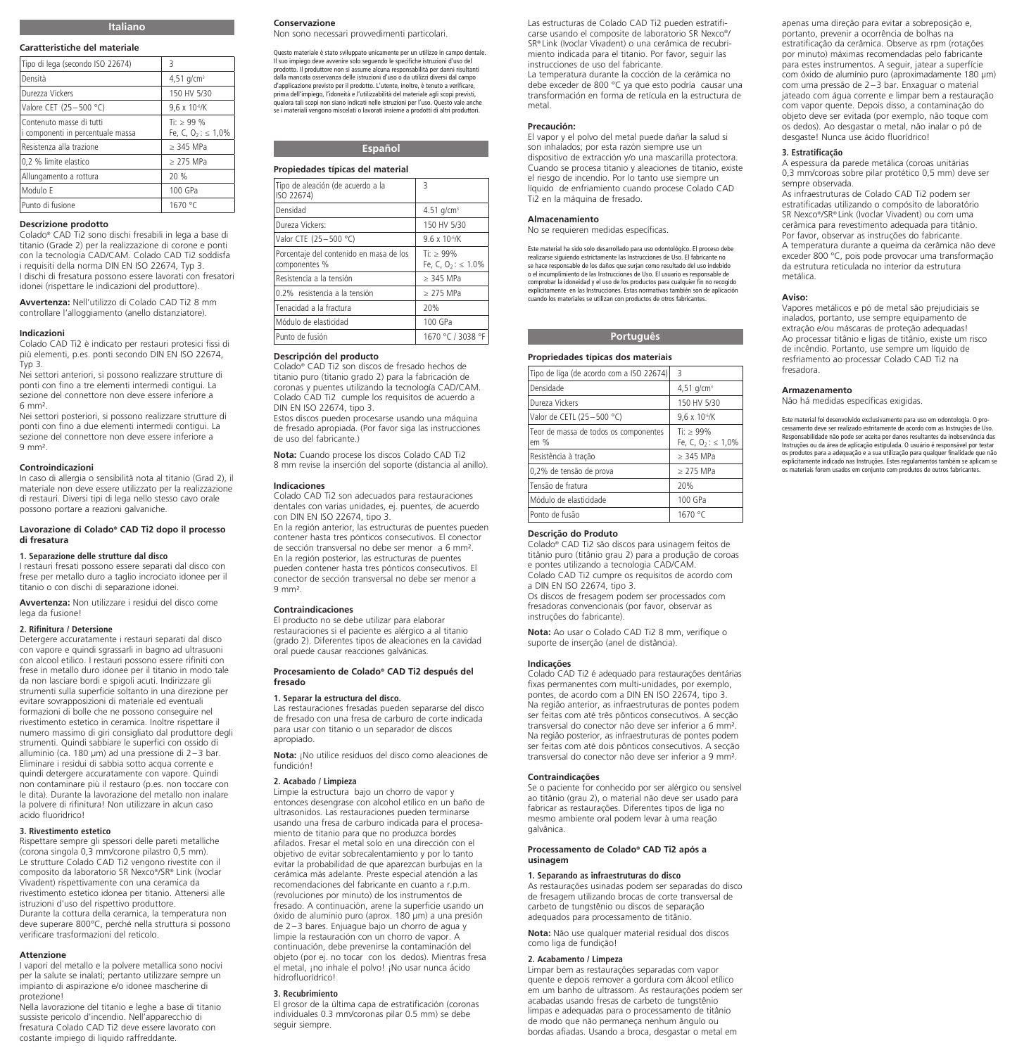## Italiano

### Caratteristiche del materiale

| | |
|---|---|
| Tipo di lega (secondo ISO 22674) | 3 |
| Densità | 4,51 g/cm³ |
| Durezza Vickers | 150 HV 5/30 |
| Valore CET (25 – 500 °C) | $9,6 \times 10^{-6}$/K |
| Contenuto masse di tutti i componenti in percentuale massa | Ti: ≥ 99 % Fe, C, $O_2$ : ≤ 1,0% |
| Resistenza alla trazione | ≥ 345 MPa |
| 0,2 % limite elastico | ≥ 275 MPa |
| Allungamento a rottura | 20 % |
| Modulo E | 100 GPa |
| Punto di fusione | 1670 °C |

**Descrizione prodotto**

Colado® CAD Ti2 sono dischi fresabili in lega a base di titanio (Grade 2) per la realizzazione di corone e ponti con la tecnologia CAD/CAM. Colado CAD Ti2 soddisfa i requisiti della norma DIN EN ISO 22674, Typ 3. I dischi di fresatura possono essere lavorati con fresatori idonei (rispettare le indicazioni del produttore).

**Avvertenza:** Nell'utilizzo di Colado CAD Ti2 8 mm controllare l'alloggiamento (anello distanziatore).

**Indicazioni**

Colado CAD Ti2 è indicato per restauri protesici fissi di più elementi, p.es. ponti secondo DIN EN ISO 22674, Typ 3.

Nei settori anteriori, si possono realizzare strutture di ponti con fino a tre elementi intermedi contigui. La sezione del connettore non deve essere inferiore a 6 mm².

Nei settori posteriori, si possono realizzare strutture di ponti con fino a due elementi intermedi contigui. La sezione del connettore non deve essere inferiore a 9 mm².

**Controindicazioni**

In caso di allergia o sensibilità nota al titanio (Grad 2), il materiale non deve essere utilizzato per la realizzazione di restauri. Diversi tipi di lega nello stesso cavo orale possono portare a reazioni galvaniche.

**Lavorazione di Colado® CAD Ti2 dopo il processo di fresatura**

**1. Separazione delle strutture dal disco**

I restauri fresati possono essere separati dal disco con frese per metallo duro a taglio incrociato idonee per il titanio o con dischi di separazione idonei.

**Avvertenza:** Non utilizzare i residui del disco come lega da fusione!

**2. Rifinitura / Detersione**

Detergere accuratamente i restauri separati dal disco con vapore e quindi sgrassarli in bagno ad ultrasuoni con alcool etilico. I restauri possono essere rifiniti con frese in metallo duro idonee per il titanio in modo tale da non lasciare bordi e spigoli acuti. Indirizzare gli strumenti sulla superficie soltanto in una direzione per evitare sovrapposizioni di materiale ed eventuali formazioni di bolle che ne possono conseguire nel rivestimento estetico in ceramica. Inoltre rispettare il numero massimo di giri consigliato dal produttore degli strumenti. Quindi sabbiare le superfici con ossido di alluminio (ca. 180 µm) ad una pressione di 2 – 3 bar. Eliminare i residui di sabbia sotto acqua corrente e quindi detergere accuratamente con vapore. Quindi non contaminare più il restauro (p.es. non toccare con le dita). Durante la lavorazione del metallo non inalare la polvere di rifinitura! Non utilizzare in alcun caso acido fluoridrico!

**3. Rivestimento estetico**

Rispettare sempre gli spessori delle pareti metalliche (corona singola 0,3 mm/corone pilastro 0,5 mm). Le strutture Colado CAD Ti2 vengono rivestite con il composito da laboratorio SR Nexco®/SR® Link (Ivoclar Vivadent) rispettivamente con una ceramica da rivestimento estetico idonea per titanio. Attenersi alle istruzioni d'uso del rispettivo produttore. Durante la cottura della ceramica, la temperatura non deve superare 800°C, perché nella struttura si possono verificare trasformazioni del reticolo.

**Attenzione**

I vapori del metallo e la polvere metallica sono nocivi per la salute se inalati; pertanto utilizzare sempre un impianto di aspirazione e/o idonee mascherine di protezione!

Nella lavorazione del titanio e leghe a base di titanio sussiste pericolo d'incendio. Nell'apparecchio di fresatura Colado CAD Ti2 deve essere lavorato con costante impiego di liquido raffreddante.

**Conservazione**

Non sono necessari provvedimenti particolari.

Questo materiale è stato sviluppato unicamente per un utilizzo in campo dentale. Il suo impiego deve avvenire solo seguendo le specifiche istruzioni d'uso del prodotto. Il produttore non si assume alcuna responsabilità per danni risultanti dalla mancata osservanza delle istruzioni d'uso o da utilizzi diversi dal campo d'applicazione previsto per il prodotto. L'utente, inoltre, è tenuto a verificare, prima dell'impiego, l'idoneità e l'utilizzabilità del materiale agli scopi previsti, qualora tali scopi non siano indicati nelle istruzioni per l'uso. Questo vale anche se i materiali vengono miscelati o lavorati insieme a prodotti di altri produttori.

## Español

### Propiedades típicas del material

| | |
|---|---|
| Tipo de aleación (de acuerdo a la ISO 22674) | 3 |
| Densidad | 4.51 g/cm³ |
| Dureza Vickers: | 150 HV 5/30 |
| Valor CTE (25 – 500 °C) | $9.6 \times 10^{-6}$/K |
| Porcentaje del contenido en masa de los componentes % | Ti: ≥ 99% Fe, C, $O_2$ : ≤ 1.0% |
| Resistencia a la tensión | ≥ 345 MPa |
| 0.2% resistencia a la tensión | ≥ 275 MPa |
| Tenacidad a la fractura | 20% |
| Módulo de elasticidad | 100 GPa |
| Punto de fusión | 1670 °C / 3038 °F |

**Descripción del producto**

Colado® CAD Ti2 son discos de fresado hechos de titanio puro (titanio grado 2) para la fabricación de coronas y puentes utilizando la tecnología CAD/CAM. Colado CAD Ti2 cumple los requisitos de acuerdo a DIN EN ISO 22674, tipo 3.

Estos discos pueden procesarse usando una máquina de fresado apropiada. (Por favor siga las instrucciones de uso del fabricante.)

**Nota:** Cuando procese los discos Colado CAD Ti2 8 mm revise la inserción del soporte (distancia al anillo).

**Indicaciones**

Colado CAD Ti2 son adecuados para restauraciones dentales con varias unidades, ej. puentes, de acuerdo con DIN EN ISO 22674, tipo 3.

En la región anterior, las estructuras de puentes pueden contener hasta tres pónticos consecutivos. El conector de sección transversal no debe ser menor a 6 mm².

En la región posterior, las estructuras de puentes pueden contener hasta tres pónticos consecutivos. El conector de sección transversal no debe ser menor a 9 mm².

**Contraindicaciones**

El producto no se debe utilizar para elaborar restauraciones si el paciente es alérgico a al titanio (grado 2). Diferentes tipos de aleaciones en la cavidad oral puede causar reacciones galvánicas.

**Procesamiento de Colado® CAD Ti2 después del fresado**

**1. Separar la estructura del disco.**

Las restauraciones fresadas pueden separarse del disco de fresado con una fresa de carburo de corte indicada para usar con titanio o un separador de discos apropiado.

**Nota:** ¡No utilice residuos del disco como aleaciones de fundición!

**2. Acabado / Limpieza**

Limpie la estructura bajo un chorro de vapor y entonces desengrase con alcohol etílico en un baño de ultrasonidos. Las restauraciones pueden terminarse usando una fresa de carburo indicada para el procesamiento de titanio para que no produzca bordes afilados. Fresar el metal solo en una dirección con el objetivo de evitar sobrecalentamiento y por lo tanto evitar la probabilidad de que aparezcan burbujas en la cerámica más adelante. Preste especial atención a las recomendaciones del fabricante en cuanto a r.p.m. (revoluciones por minuto) de los instrumentos de fresado. A continuación, arene la superficie usando un óxido de aluminio puro (aprox. 180 µm) a una presión de 2 – 3 bares. Enjuague bajo un chorro de agua y limpie la restauración con un chorro de vapor. A continuación, debe prevenirse la contaminación del objeto (por ej. no tocar con los dedos). Mientras fresa el metal, ¡no inhale el polvo! ¡No usar nunca ácido hidrofluorídrico!

**3. Recubrimiento**

El grosor de la última capa de estratificación (coronas individuales 0.3 mm/coronas pilar 0.5 mm) se debe seguir siempre.

Las estructuras de Colado CAD Ti2 pueden estratificarse usando el composite de laboratorio SR Nexco®/SR® Link (Ivoclar Vivadent) o una cerámica de recubrimiento indicada para el titanio. Por favor, seguir las instrucciones de uso del fabricante.

La temperatura durante la cocción de la cerámica no debe exceder de 800 °C ya que esto podría causar una transformación en forma de retícula en la estructura de metal.

**Precaución:**

El vapor y el polvo del metal puede dañar la salud si son inhalados; por esta razón siempre use un dispositivo de extracción y/o una mascarilla protectora. Cuando se procesa titanio y aleaciones de titanio, existe el riesgo de incendio. Por lo tanto use siempre un líquido de enfriamiento cuando procese Colado CAD Ti2 en la máquina de fresado.

**Almacenamiento**

No se requieren medidas específicas.

Este material ha sido solo desarrollado para uso odontológico. El proceso debe realizarse siguiendo estrictamente las Instrucciones de Uso. El fabricante no se hace responsable de los daños que surjan como resultado del uso indebido o el incumplimiento de las Instrucciones de Uso. El usuario es responsable de comprobar la idoneidad y el uso de los productos para cualquier fin no recogido explícitamente en las Instrucciones. Estas normativas también son de aplicación cuando los materiales se utilizan con productos de otros fabricantes.

## Português

### Propriedades típicas dos materiais

| | |
|---|---|
| Tipo de liga (de acordo com a ISO 22674) | 3 |
| Densidade | 4,51 g/cm³ |
| Dureza Vickers | 150 HV 5/30 |
| Valor de CETL (25 – 500 °C) | $9,6 \times 10^{-6}$/K |
| Teor de massa de todos os componentes em % | Ti: ≥ 99% Fe, C, $O_2$ : ≤ 1,0% |
| Resistência à tração | ≥ 345 MPa |
| 0,2% de tensão de prova | ≥ 275 MPa |
| Tensão de fratura | 20% |
| Módulo de elasticidade | 100 GPa |
| Ponto de fusão | 1670 °C |

**Descrição do Produto**

Colado® CAD Ti2 são discos para usinagem feitos de titânio puro (titânio grau 2) para a produção de coroas e pontes utilizando a tecnologia CAD/CAM. Colado CAD Ti2 cumpre os requisitos de acordo com a DIN EN ISO 22674, tipo 3.

Os discos de fresagem podem ser processados com fresadoras convencionais (por favor, observar as instruções do fabricante).

**Nota:** Ao usar o Colado CAD Ti2 8 mm, verifique o suporte de inserção (anel de distância).

**Indicações**

Colado CAD Ti2 é adequado para restaurações dentárias fixas permanentes com multi-unidades, por exemplo, pontes, de acordo com a DIN EN ISO 22674, tipo 3. Na região anterior, as infraestruturas de pontes podem ser feitas com até três pônticos consecutivos. A secção transversal do conector não deve ser inferior a 6 mm². Na região posterior, as infraestruturas de pontes podem ser feitas com até dois pônticos consecutivos. A secção transversal do conector não deve ser inferior a 9 mm².

**Contraindicações**

Se o paciente for conhecido por ser alérgico ou sensível ao titânio (grau 2), o material não deve ser usado para fabricar as restaurações. Diferentes tipos de liga no mesmo ambiente oral podem levar à uma reação galvânica.

**Processamento de Colado® CAD Ti2 após a usinagem**

**1. Separando as infraestruturas do disco**

As restaurações usinadas podem ser separadas do disco de fresagem utilizando brocas de corte transversal de carbeto de tungstênio ou discos de separação adequados para processamento de titânio.

**Nota:** Não use qualquer material residual dos discos como liga de fundição!

**2. Acabamento / Limpeza**

Limpar bem as restaurações separadas com vapor quente e depois remover a gordura com álcool etílico em um banho de ultrassom. As restaurações podem ser acabadas usando fresas de carbeto de tungstênio limpas e adequadas para o processamento de titânio de modo que não permaneça nenhum ângulo ou bordas afiadas. Usando a broca, desgastar o metal em apenas uma direção para evitar a sobreposição e, portanto, prevenir a ocorrência de bolhas na estratificação da cerâmica. Observe as rpm (rotações por minuto) máximas recomendadas pelo fabricante para estes instrumentos. A seguir, jatear a superfície com óxido de alumínio puro (aproximadamente 180 µm) com uma pressão de 2 – 3 bar. Enxaguar o material jateado com água corrente e limpar bem a restauração com vapor quente. Depois disso, a contaminação do objeto deve ser evitada (por exemplo, não toque com os dedos). Ao desgastar o metal, não inalar o pó de desgaste! Nunca use ácido fluorídrico!

**3. Estratificação**

A espessura da parede metálica (coroas unitárias 0,3 mm/coroas sobre pilar protético 0,5 mm) deve ser sempre observada.

As infraestruturas de Colado CAD Ti2 podem ser estratificadas utilizando o compósito de laboratório SR Nexco®/SR® Link (Ivoclar Vivadent) ou com uma cerâmica para revestimento adequada para titânio. Por favor, observar as instruções do fabricante.

A temperatura durante a queima da cerâmica não deve exceder 800 °C, pois pode provocar uma transformação da estrutura reticulada no interior da estrutura metálica.

**Aviso:**

Vapores metálicos e pó de metal são prejudiciais se inalados, portanto, use sempre equipamento de extração e/ou máscaras de proteção adequadas! Ao processar titânio e ligas de titânio, existe um risco de incêndio. Portanto, use sempre um líquido de resfriamento ao processar Colado CAD Ti2 na fresadora.

**Armazenamento**

Não há medidas específicas exigidas.

Este material foi desenvolvido exclusivamente para uso em odontologia. O processamento deve ser realizado estritamente de acordo com as Instruções de Uso. Responsabilidade não pode ser aceita por danos resultantes da inobservância das Instruções ou da área de aplicação estipulada. O usuário é responsável por testar os produtos para a adequação e a sua utilização para qualquer finalidade que não explicitamente indicado nas Instruções. Estes regulamentos também se aplicam se os materiais forem usados em conjunto com produtos de outros fabricantes.